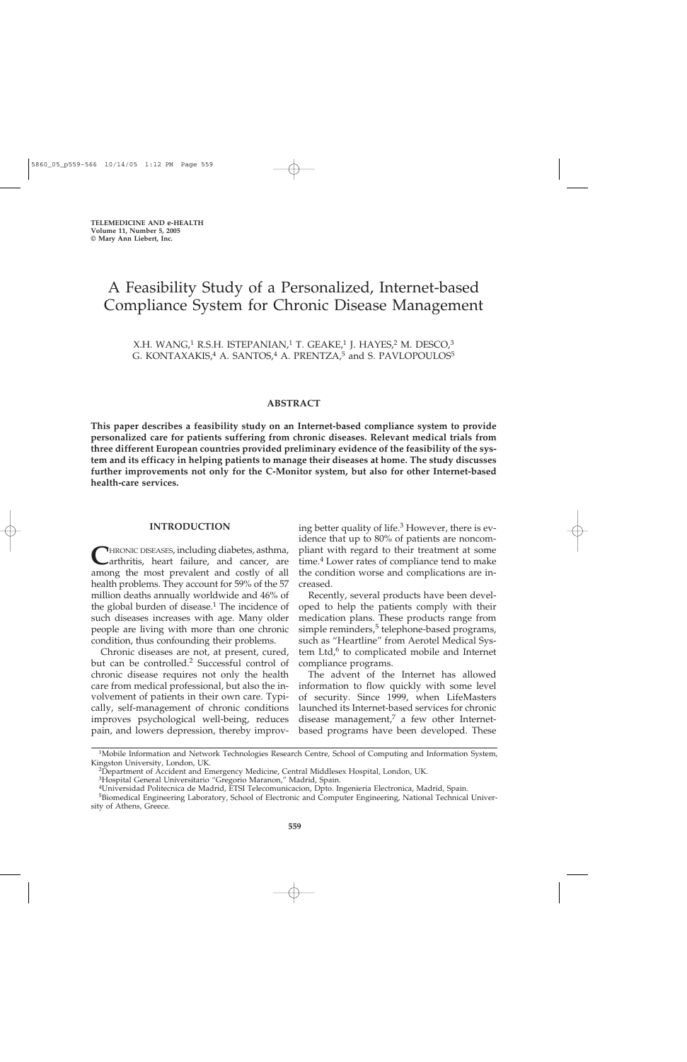# A Feasibility Study of a Personalized, Internet-based Compliance System for Chronic Disease Management

X.H. WANG,[1] R.S.H. ISTEPANIAN,[1] T. GEAKE,[1] J. HAYES,[2] M. DESCO,[3] G. KONTAXAKIS,[4] A. SANTOS,[4] A. PRENTZA,[5] and S. PAVLOPOULOS[5]

## ABSTRACT

**This paper describes a feasibility study on an Internet-based compliance system to provide personalized care for patients suffering from chronic diseases. Relevant medical trials from three different European countries provided preliminary evidence of the feasibility of the system and its efficacy in helping patients to manage their diseases at home. The study discusses further improvements not only for the C-Monitor system, but also for other Internet-based health-care services.**

## INTRODUCTION

Chronic diseases, including diabetes, asthma, arthritis, heart failure, and cancer, are among the most prevalent and costly of all health problems. They account for 59% of the 57 million deaths annually worldwide and 46% of the global burden of disease.[1] The incidence of such diseases increases with age. Many older people are living with more than one chronic condition, thus confounding their problems.

Chronic diseases are not, at present, cured, but can be controlled.[2] Successful control of chronic disease requires not only the health care from medical professional, but also the involvement of patients in their own care. Typically, self-management of chronic conditions improves psychological well-being, reduces pain, and lowers depression, thereby improving better quality of life.[3] However, there is evidence that up to 80% of patients are noncompliant with regard to their treatment at some time.[4] Lower rates of compliance tend to make the condition worse and complications are increased.

Recently, several products have been developed to help the patients comply with their medication plans. These products range from simple reminders,[5] telephone-based programs, such as "Heartline" from Aerotel Medical System Ltd,[6] to complicated mobile and Internet compliance programs.

The advent of the Internet has allowed information to flow quickly with some level of security. Since 1999, when LifeMasters launched its Internet-based services for chronic disease management,[7] a few other Internet-based programs have been developed. These

---

[1]Mobile Information and Network Technologies Research Centre, School of Computing and Information System, Kingston University, London, UK.

[2]Department of Accident and Emergency Medicine, Central Middlesex Hospital, London, UK.

[3]Hospital General Universitario "Gregorio Maranon," Madrid, Spain.

[4]Universidad Politecnica de Madrid, ETSI Telecomunicacion, Dpto. Ingenieria Electronica, Madrid, Spain.

[5]Biomedical Engineering Laboratory, School of Electronic and Computer Engineering, National Technical University of Athens, Greece.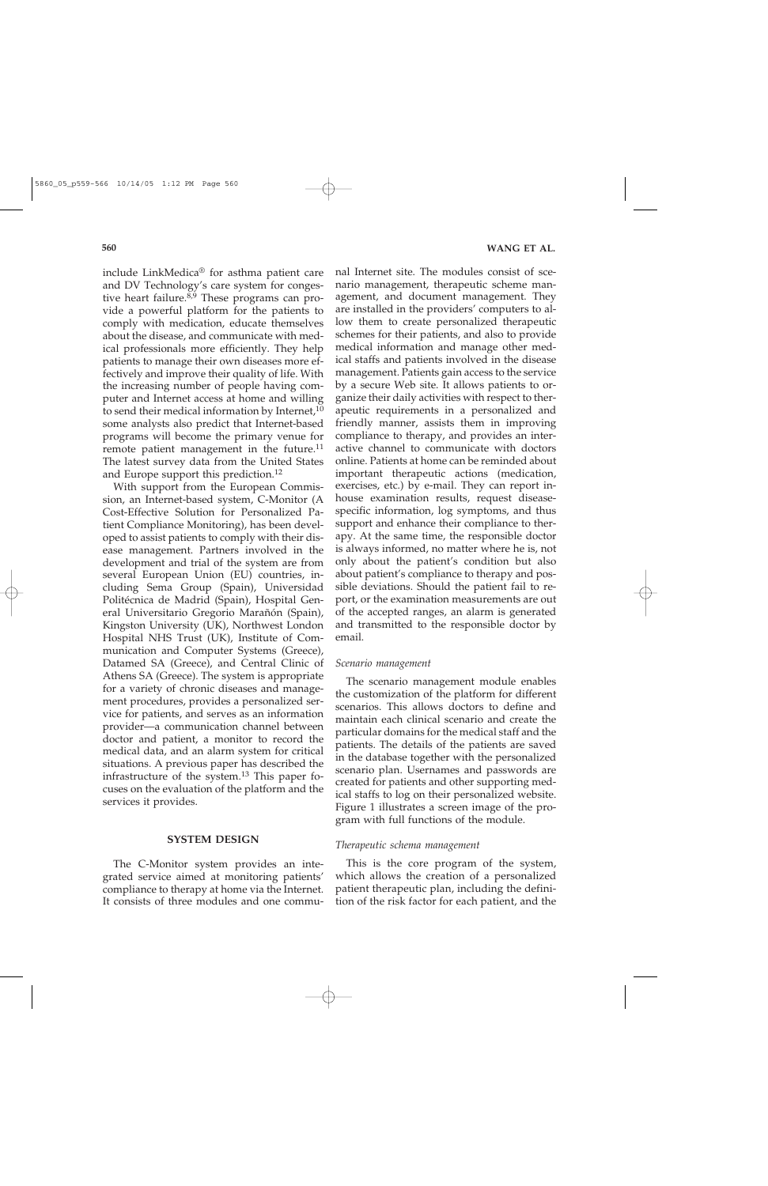include LinkMedica® for asthma patient care and DV Technology's care system for congestive heart failure.[8,9] These programs can provide a powerful platform for the patients to comply with medication, educate themselves about the disease, and communicate with medical professionals more efficiently. They help patients to manage their own diseases more effectively and improve their quality of life. With the increasing number of people having computer and Internet access at home and willing to send their medical information by Internet,[10] some analysts also predict that Internet-based programs will become the primary venue for remote patient management in the future.[11] The latest survey data from the United States and Europe support this prediction.[12]

With support from the European Commission, an Internet-based system, C-Monitor (A Cost-Effective Solution for Personalized Patient Compliance Monitoring), has been developed to assist patients to comply with their disease management. Partners involved in the development and trial of the system are from several European Union (EU) countries, including Sema Group (Spain), Universidad Politécnica de Madrid (Spain), Hospital General Universitario Gregorio Marañón (Spain), Kingston University (UK), Northwest London Hospital NHS Trust (UK), Institute of Communication and Computer Systems (Greece), Datamed SA (Greece), and Central Clinic of Athens SA (Greece). The system is appropriate for a variety of chronic diseases and management procedures, provides a personalized service for patients, and serves as an information provider—a communication channel between doctor and patient, a monitor to record the medical data, and an alarm system for critical situations. A previous paper has described the infrastructure of the system.[13] This paper focuses on the evaluation of the platform and the services it provides.

## SYSTEM DESIGN

The C-Monitor system provides an integrated service aimed at monitoring patients' compliance to therapy at home via the Internet. It consists of three modules and one communal Internet site. The modules consist of scenario management, therapeutic scheme management, and document management. They are installed in the providers' computers to allow them to create personalized therapeutic schemes for their patients, and also to provide medical information and manage other medical staffs and patients involved in the disease management. Patients gain access to the service by a secure Web site. It allows patients to organize their daily activities with respect to therapeutic requirements in a personalized and friendly manner, assists them in improving compliance to therapy, and provides an interactive channel to communicate with doctors online. Patients at home can be reminded about important therapeutic actions (medication, exercises, etc.) by e-mail. They can report in-house examination results, request disease-specific information, log symptoms, and thus support and enhance their compliance to therapy. At the same time, the responsible doctor is always informed, no matter where he is, not only about the patient's condition but also about patient's compliance to therapy and possible deviations. Should the patient fail to report, or the examination measurements are out of the accepted ranges, an alarm is generated and transmitted to the responsible doctor by email.

### *Scenario management*

The scenario management module enables the customization of the platform for different scenarios. This allows doctors to define and maintain each clinical scenario and create the particular domains for the medical staff and the patients. The details of the patients are saved in the database together with the personalized scenario plan. Usernames and passwords are created for patients and other supporting medical staffs to log on their personalized website. Figure 1 illustrates a screen image of the program with full functions of the module.

### *Therapeutic schema management*

This is the core program of the system, which allows the creation of a personalized patient therapeutic plan, including the definition of the risk factor for each patient, and the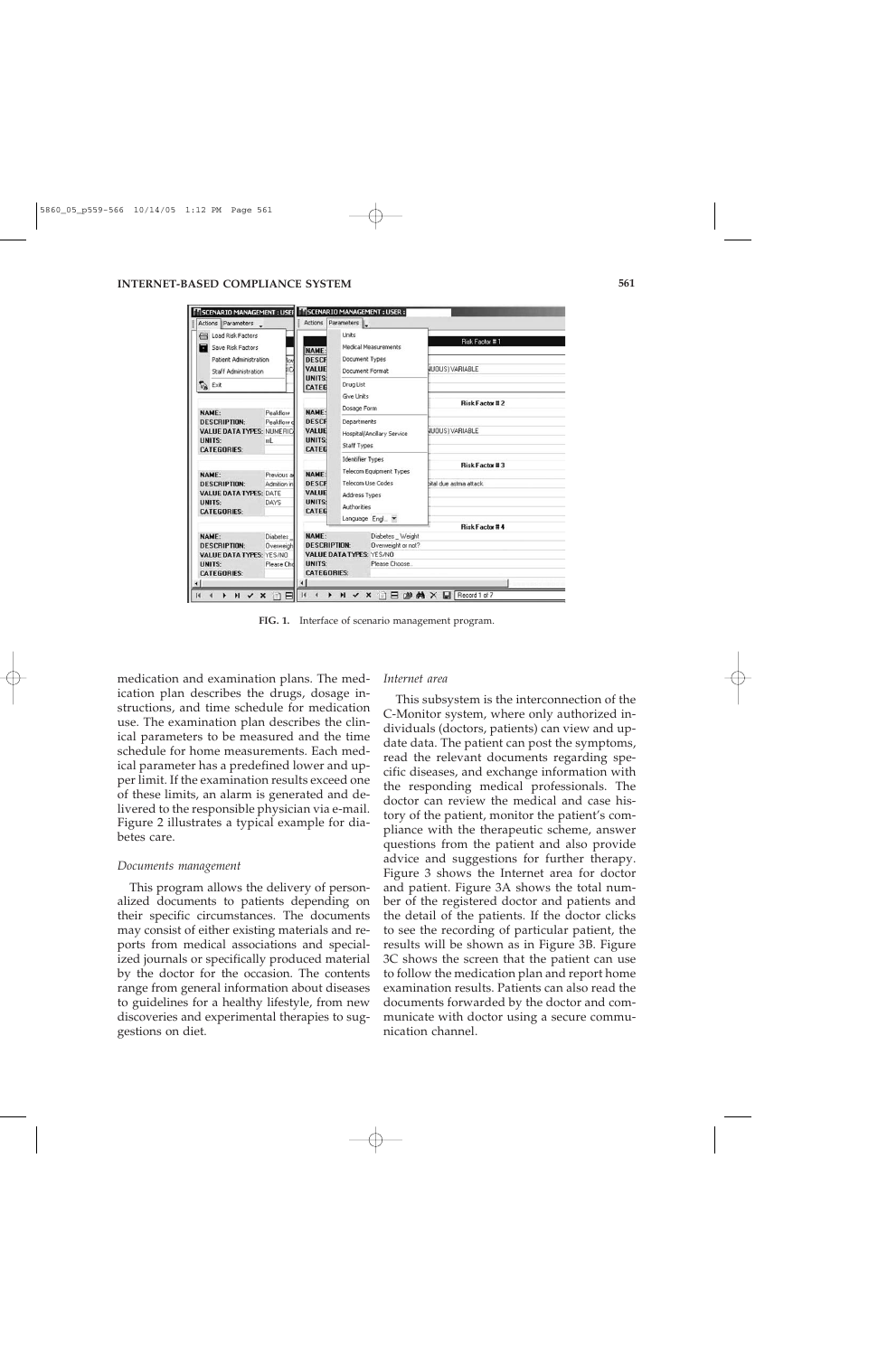FIG. 1. Interface of scenario management program.

medication and examination plans. The medication plan describes the drugs, dosage instructions, and time schedule for medication use. The examination plan describes the clinical parameters to be measured and the time schedule for home measurements. Each medical parameter has a predefined lower and upper limit. If the examination results exceed one of these limits, an alarm is generated and delivered to the responsible physician via e-mail. Figure 2 illustrates a typical example for diabetes care.

### *Documents management*

This program allows the delivery of personalized documents to patients depending on their specific circumstances. The documents may consist of either existing materials and reports from medical associations and specialized journals or specifically produced material by the doctor for the occasion. The contents range from general information about diseases to guidelines for a healthy lifestyle, from new discoveries and experimental therapies to suggestions on diet.

### *Internet area*

This subsystem is the interconnection of the C-Monitor system, where only authorized individuals (doctors, patients) can view and update data. The patient can post the symptoms, read the relevant documents regarding specific diseases, and exchange information with the responding medical professionals. The doctor can review the medical and case history of the patient, monitor the patient's compliance with the therapeutic scheme, answer questions from the patient and also provide advice and suggestions for further therapy. Figure 3 shows the Internet area for doctor and patient. Figure 3A shows the total number of the registered doctor and patients and the detail of the patients. If the doctor clicks to see the recording of particular patient, the results will be shown as in Figure 3B. Figure 3C shows the screen that the patient can use to follow the medication plan and report home examination results. Patients can also read the documents forwarded by the doctor and communicate with doctor using a secure communication channel.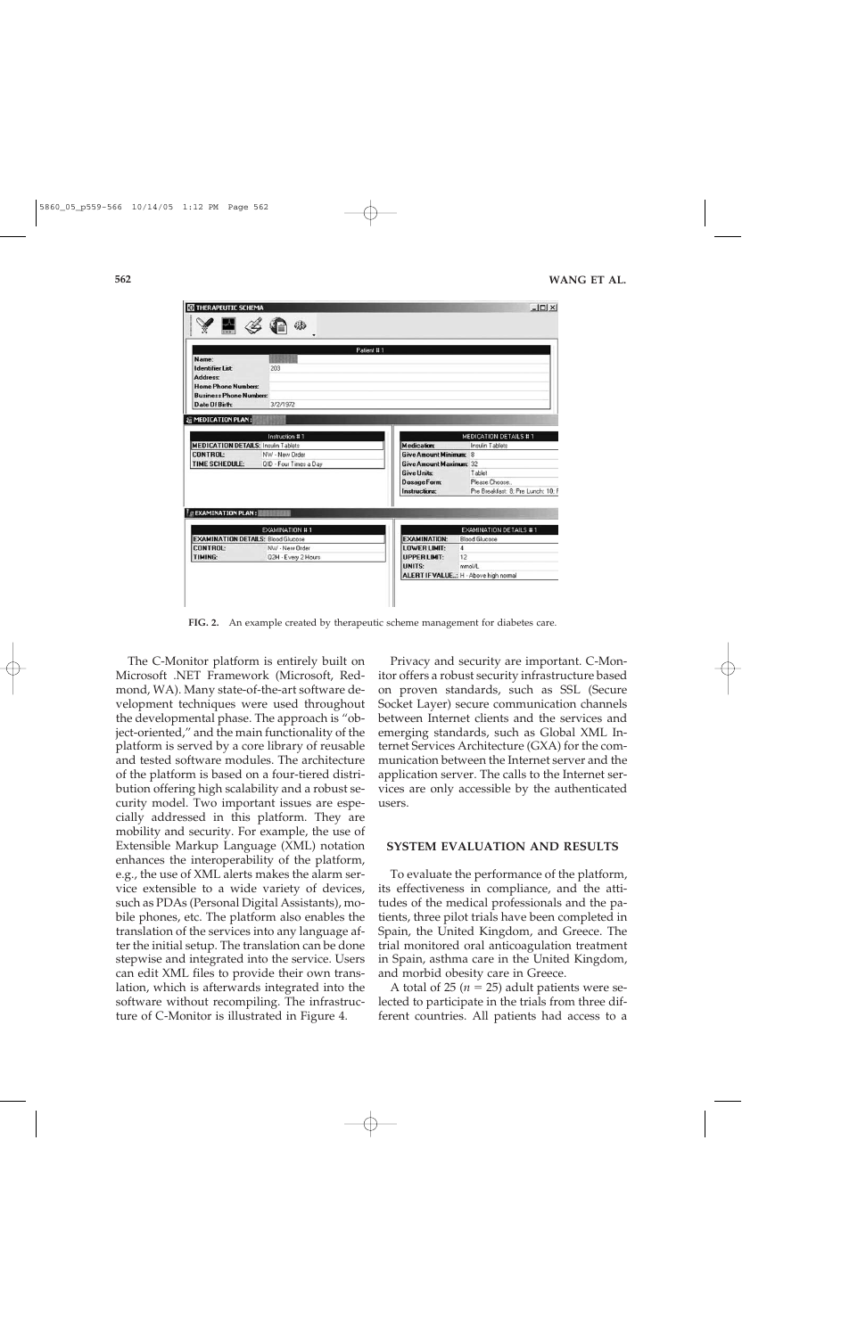FIG. 2. An example created by therapeutic scheme management for diabetes care.

The C-Monitor platform is entirely built on Microsoft .NET Framework (Microsoft, Redmond, WA). Many state-of-the-art software development techniques were used throughout the developmental phase. The approach is "object-oriented," and the main functionality of the platform is served by a core library of reusable and tested software modules. The architecture of the platform is based on a four-tiered distribution offering high scalability and a robust security model. Two important issues are especially addressed in this platform. They are mobility and security. For example, the use of Extensible Markup Language (XML) notation enhances the interoperability of the platform, e.g., the use of XML alerts makes the alarm service extensible to a wide variety of devices, such as PDAs (Personal Digital Assistants), mobile phones, etc. The platform also enables the translation of the services into any language after the initial setup. The translation can be done stepwise and integrated into the service. Users can edit XML files to provide their own translation, which is afterwards integrated into the software without recompiling. The infrastructure of C-Monitor is illustrated in Figure 4.

Privacy and security are important. C-Monitor offers a robust security infrastructure based on proven standards, such as SSL (Secure Socket Layer) secure communication channels between Internet clients and the services and emerging standards, such as Global XML Internet Services Architecture (GXA) for the communication between the Internet server and the application server. The calls to the Internet services are only accessible by the authenticated users.

## SYSTEM EVALUATION AND RESULTS

To evaluate the performance of the platform, its effectiveness in compliance, and the attitudes of the medical professionals and the patients, three pilot trials have been completed in Spain, the United Kingdom, and Greece. The trial monitored oral anticoagulation treatment in Spain, asthma care in the United Kingdom, and morbid obesity care in Greece.

A total of 25 ($n = 25$) adult patients were selected to participate in the trials from three different countries. All patients had access to a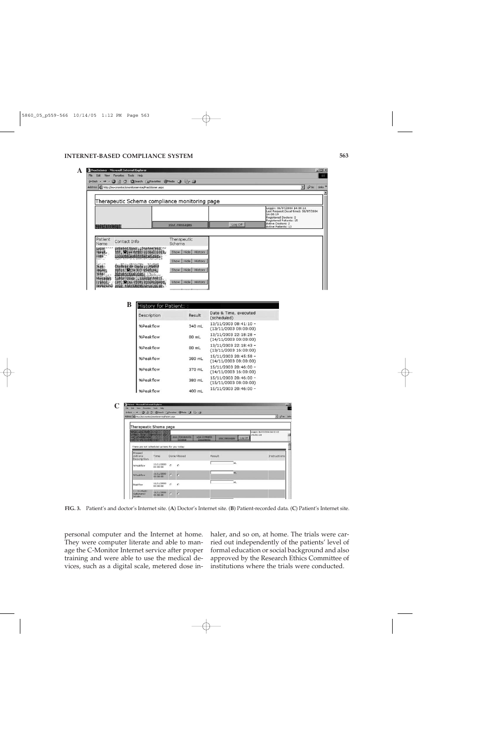**FIG. 3.** Patient's and doctor's Internet site. (**A**) Doctor's Internet site. (**B**) Patient-recorded data. (**C**) Patient's Internet site.

personal computer and the Internet at home. They were computer literate and able to manage the C-Monitor Internet service after proper training and were able to use the medical devices, such as a digital scale, metered dose inhaler, and so on, at home. The trials were carried out independently of the patients' level of formal education or social background and also approved by the Research Ethics Committee of institutions where the trials were conducted.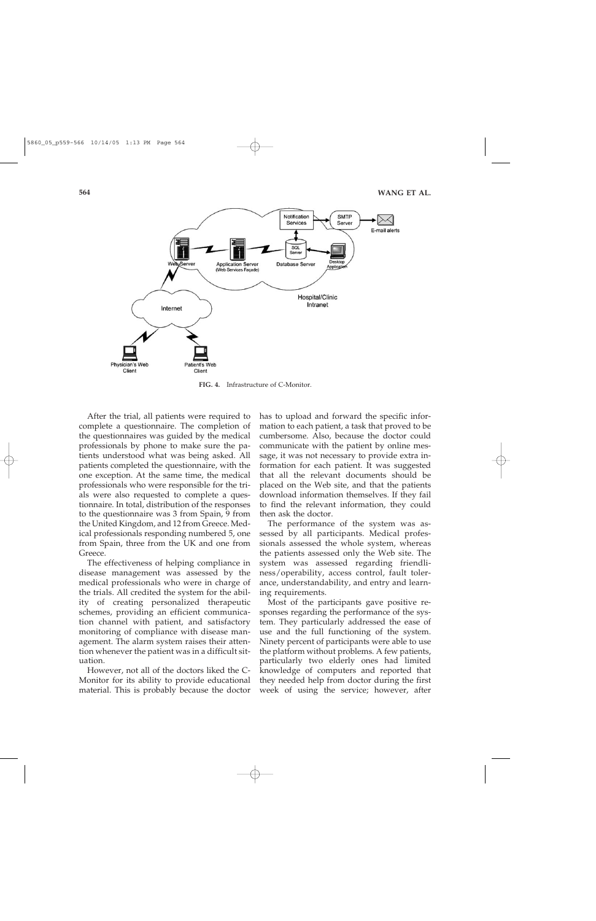Notification Services

SMTP Server

E-mail alerts

Web Server

Application Server (Web Services Façade)

SQL Server

Database Server

Desktop Application

Hospital/Clinic Intranet

Internet

Physician's Web Client

Patient's Web Client

**FIG. 4.** Infrastructure of C-Monitor.

After the trial, all patients were required to complete a questionnaire. The completion of the questionnaires was guided by the medical professionals by phone to make sure the patients understood what was being asked. All patients completed the questionnaire, with the one exception. At the same time, the medical professionals who were responsible for the trials were also requested to complete a questionnaire. In total, distribution of the responses to the questionnaire was 3 from Spain, 9 from the United Kingdom, and 12 from Greece. Medical professionals responding numbered 5, one from Spain, three from the UK and one from Greece.

The effectiveness of helping compliance in disease management was assessed by the medical professionals who were in charge of the trials. All credited the system for the ability of creating personalized therapeutic schemes, providing an efficient communication channel with patient, and satisfactory monitoring of compliance with disease management. The alarm system raises their attention whenever the patient was in a difficult situation.

However, not all of the doctors liked the C-Monitor for its ability to provide educational material. This is probably because the doctor has to upload and forward the specific information to each patient, a task that proved to be cumbersome. Also, because the doctor could communicate with the patient by online message, it was not necessary to provide extra information for each patient. It was suggested that all the relevant documents should be placed on the Web site, and that the patients download information themselves. If they fail to find the relevant information, they could then ask the doctor.

The performance of the system was assessed by all participants. Medical professionals assessed the whole system, whereas the patients assessed only the Web site. The system was assessed regarding friendliness/operability, access control, fault tolerance, understandability, and entry and learning requirements.

Most of the participants gave positive responses regarding the performance of the system. They particularly addressed the ease of use and the full functioning of the system. Ninety percent of participants were able to use the platform without problems. A few patients, particularly two elderly ones had limited knowledge of computers and reported that they needed help from doctor during the first week of using the service; however, after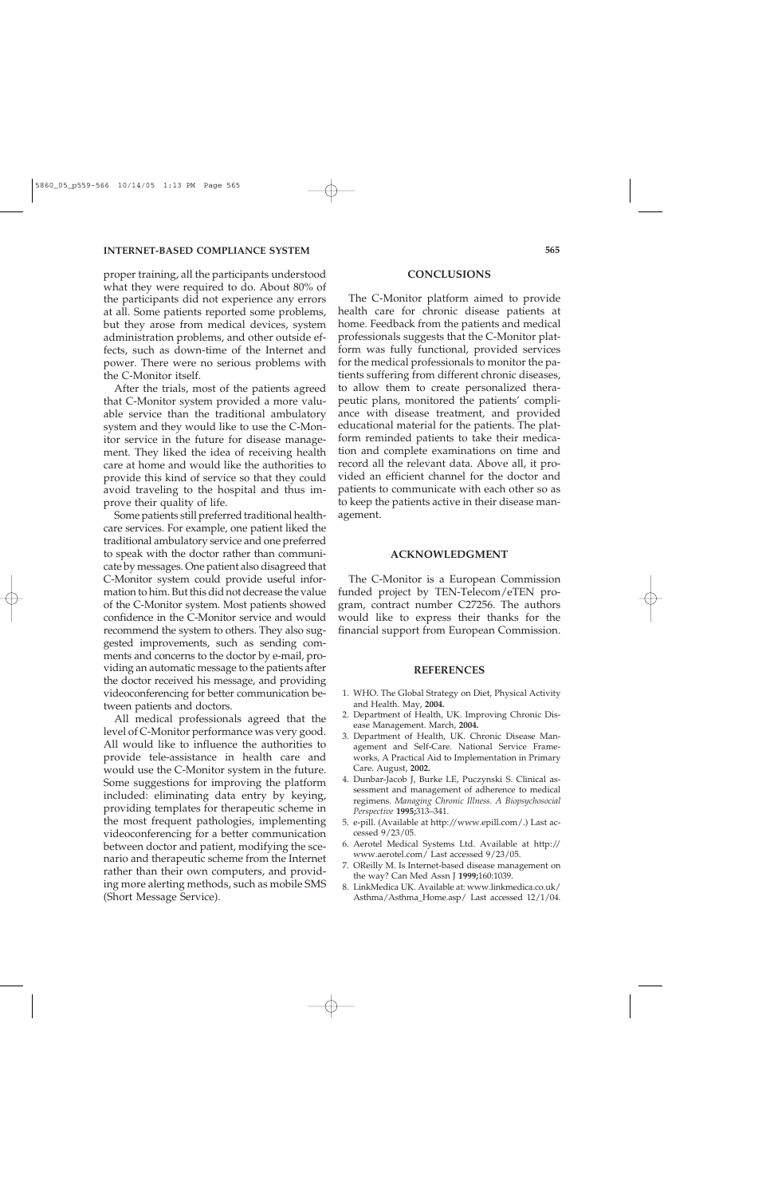proper training, all the participants understood what they were required to do. About 80% of the participants did not experience any errors at all. Some patients reported some problems, but they arose from medical devices, system administration problems, and other outside effects, such as down-time of the Internet and power. There were no serious problems with the C-Monitor itself.

After the trials, most of the patients agreed that C-Monitor system provided a more valuable service than the traditional ambulatory system and they would like to use the C-Monitor service in the future for disease management. They liked the idea of receiving health care at home and would like the authorities to provide this kind of service so that they could avoid traveling to the hospital and thus improve their quality of life.

Some patients still preferred traditional healthcare services. For example, one patient liked the traditional ambulatory service and one preferred to speak with the doctor rather than communicate by messages. One patient also disagreed that C-Monitor system could provide useful information to him. But this did not decrease the value of the C-Monitor system. Most patients showed confidence in the C-Monitor service and would recommend the system to others. They also suggested improvements, such as sending comments and concerns to the doctor by e-mail, providing an automatic message to the patients after the doctor received his message, and providing videoconferencing for better communication between patients and doctors.

All medical professionals agreed that the level of C-Monitor performance was very good. All would like to influence the authorities to provide tele-assistance in health care and would use the C-Monitor system in the future. Some suggestions for improving the platform included: eliminating data entry by keying, providing templates for therapeutic scheme in the most frequent pathologies, implementing videoconferencing for a better communication between doctor and patient, modifying the scenario and therapeutic scheme from the Internet rather than their own computers, and providing more alerting methods, such as mobile SMS (Short Message Service).

## CONCLUSIONS

The C-Monitor platform aimed to provide health care for chronic disease patients at home. Feedback from the patients and medical professionals suggests that the C-Monitor platform was fully functional, provided services for the medical professionals to monitor the patients suffering from different chronic diseases, to allow them to create personalized therapeutic plans, monitored the patients' compliance with disease treatment, and provided educational material for the patients. The platform reminded patients to take their medication and complete examinations on time and record all the relevant data. Above all, it provided an efficient channel for the doctor and patients to communicate with each other so as to keep the patients active in their disease management.

## ACKNOWLEDGMENT

The C-Monitor is a European Commission funded project by TEN-Telecom/eTEN program, contract number C27256. The authors would like to express their thanks for the financial support from European Commission.

## REFERENCES

1. WHO. The Global Strategy on Diet, Physical Activity and Health. May, **2004.**
2. Department of Health, UK. Improving Chronic Disease Management. March, **2004.**
3. Department of Health, UK. Chronic Disease Management and Self-Care. National Service Frameworks, A Practical Aid to Implementation in Primary Care. August, **2002.**
4. Dunbar-Jacob J, Burke LE, Puczynski S. Clinical assessment and management of adherence to medical regimens. *Managing Chronic Illness. A Biopsychosocial Perspective* **1995;**313–341.
5. e-pill. (Available at http://www.epill.com/.) Last accessed 9/23/05.
6. Aerotel Medical Systems Ltd. Available at http://www.aerotel.com/ Last accessed 9/23/05.
7. OReilly M. Is Internet-based disease management on the way? Can Med Assn J **1999;**160:1039.
8. LinkMedica UK. Available at: www.linkmedica.co.uk/Asthma/Asthma_Home.asp/ Last accessed 12/1/04.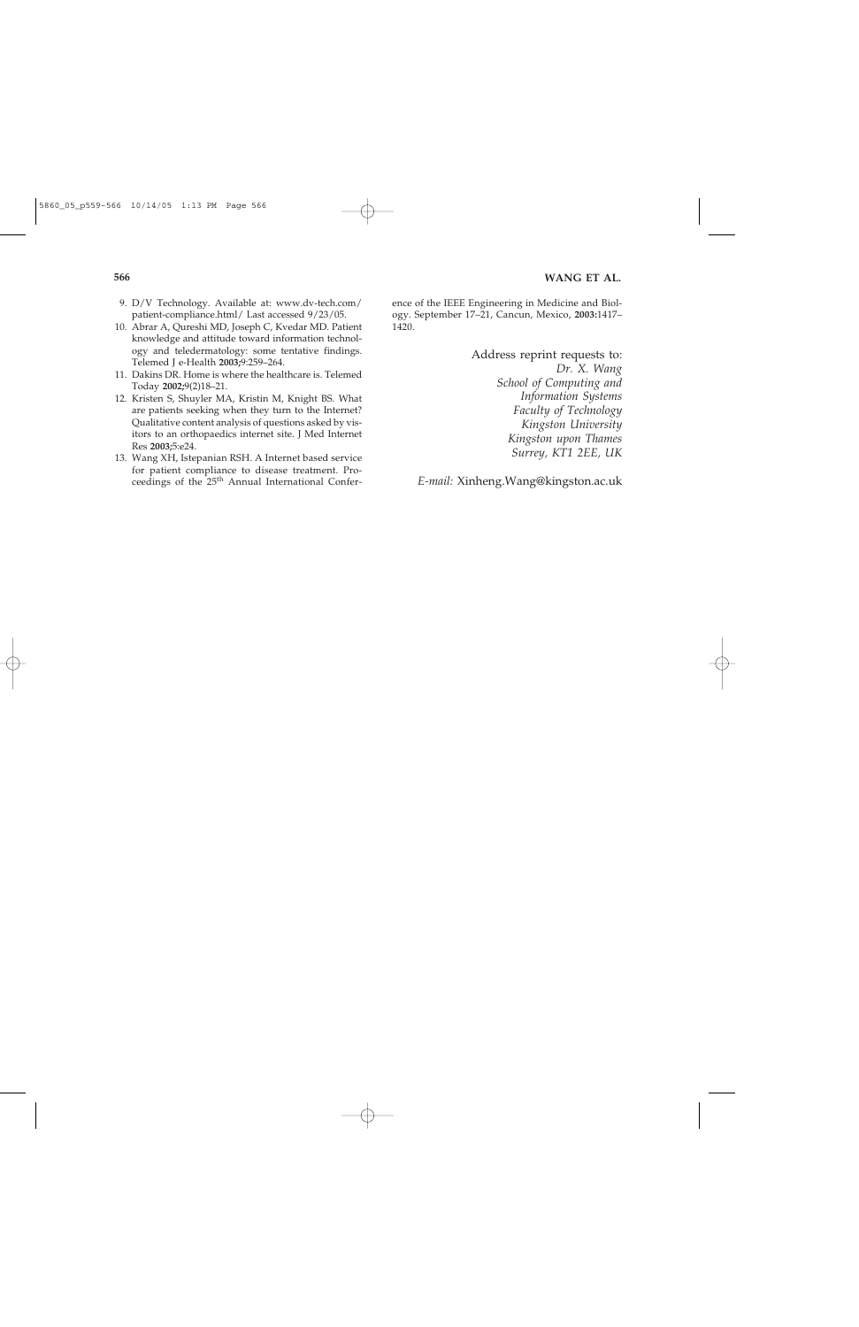9. D/V Technology. Available at: www.dv-tech.com/patient-compliance.html/ Last accessed 9/23/05.
10. Abrar A, Qureshi MD, Joseph C, Kvedar MD. Patient knowledge and attitude toward information technology and teledermatology: some tentative findings. Telemed J e-Health **2003;**9:259–264.
11. Dakins DR. Home is where the healthcare is. Telemed Today **2002;**9(2)18–21.
12. Kristen S, Shuyler MA, Kristin M, Knight BS. What are patients seeking when they turn to the Internet? Qualitative content analysis of questions asked by visitors to an orthopaedics internet site. J Med Internet Res **2003;**5:e24.
13. Wang XH, Istepanian RSH. A Internet based service for patient compliance to disease treatment. Proceedings of the 25th Annual International Conference of the IEEE Engineering in Medicine and Biology. September 17–21, Cancun, Mexico, **2003:**1417–1420.

Address reprint requests to:
*Dr. X. Wang*
*School of Computing and Information Systems*
*Faculty of Technology*
*Kingston University*
*Kingston upon Thames*
*Surrey, KT1 2EE, UK*

*E-mail:* Xinheng.Wang@kingston.ac.uk